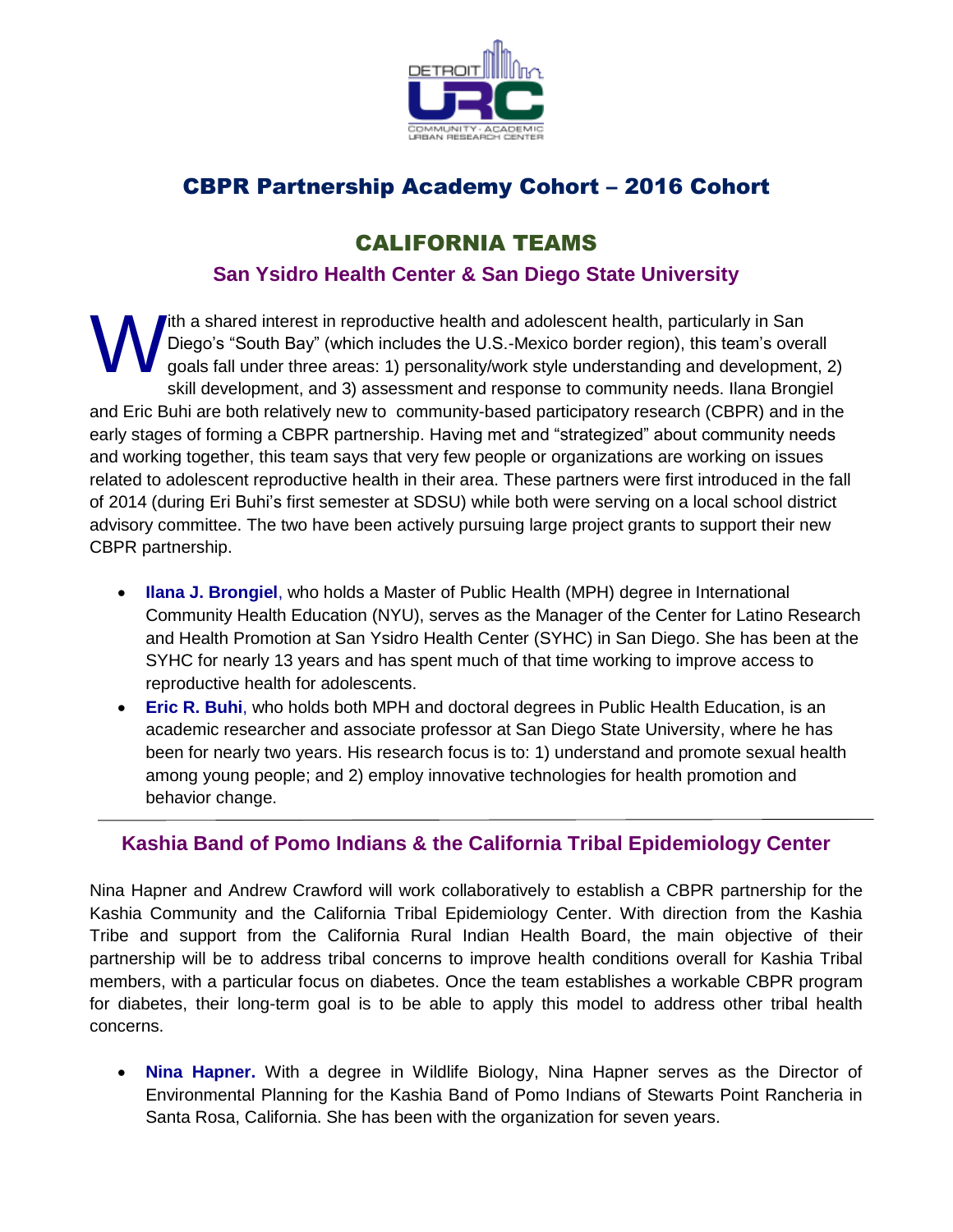# CBPR Partnership Academy Cohort – 2016 Cohort

## CALIFORNIA TEAMS

### San Ysidro Health Center & San Diego State University

With a shared interest in reproductive health and adolescent health, particularly in San Diego's "South Bay" (which includes the U.S.-Mexico border region), this team's overall goals fall under three areas: 1) personality/work style understanding and development, 2) skill development, and 3) assessment and response to community needs. Ilana Brongiel and Eric Buhi are both relatively new to community-based participatory research (CBPR) and in the early stages of forming a CBPR partnership. Having met and "strategized" about community needs and working together, this team says that very few people or organizations are working on issues related to adolescent reproductive health in their area. These partners were first introduced in the fall of 2014 (during Eri Buhi's first semester at SDSU) while both were serving on a local school district advisory committee. The two have been actively pursuing large project grants to support their new CBPR partnership.

- **Ilana J. Brongiel**, who holds a Master of Public Health (MPH) degree in International Community Health Education (NYU), serves as the Manager of the Center for Latino Research and Health Promotion at San Ysidro Health Center (SYHC) in San Diego. She has been at the SYHC for nearly 13 years and has spent much of that time working to improve access to reproductive health for adolescents.
- **Eric R. Buhi**, who holds both MPH and doctoral degrees in Public Health Education, is an academic researcher and associate professor at San Diego State University, where he has been for nearly two years. His research focus is to: 1) understand and promote sexual health among young people; and 2) employ innovative technologies for health promotion and behavior change.

---

### Kashia Band of Pomo Indians & the California Tribal Epidemiology Center

Nina Hapner and Andrew Crawford will work collaboratively to establish a CBPR partnership for the Kashia Community and the California Tribal Epidemiology Center. With direction from the Kashia Tribe and support from the California Rural Indian Health Board, the main objective of their partnership will be to address tribal concerns to improve health conditions overall for Kashia Tribal members, with a particular focus on diabetes. Once the team establishes a workable CBPR program for diabetes, their long-term goal is to be able to apply this model to address other tribal health concerns.

- **Nina Hapner.** With a degree in Wildlife Biology, Nina Hapner serves as the Director of Environmental Planning for the Kashia Band of Pomo Indians of Stewarts Point Rancheria in Santa Rosa, California. She has been with the organization for seven years.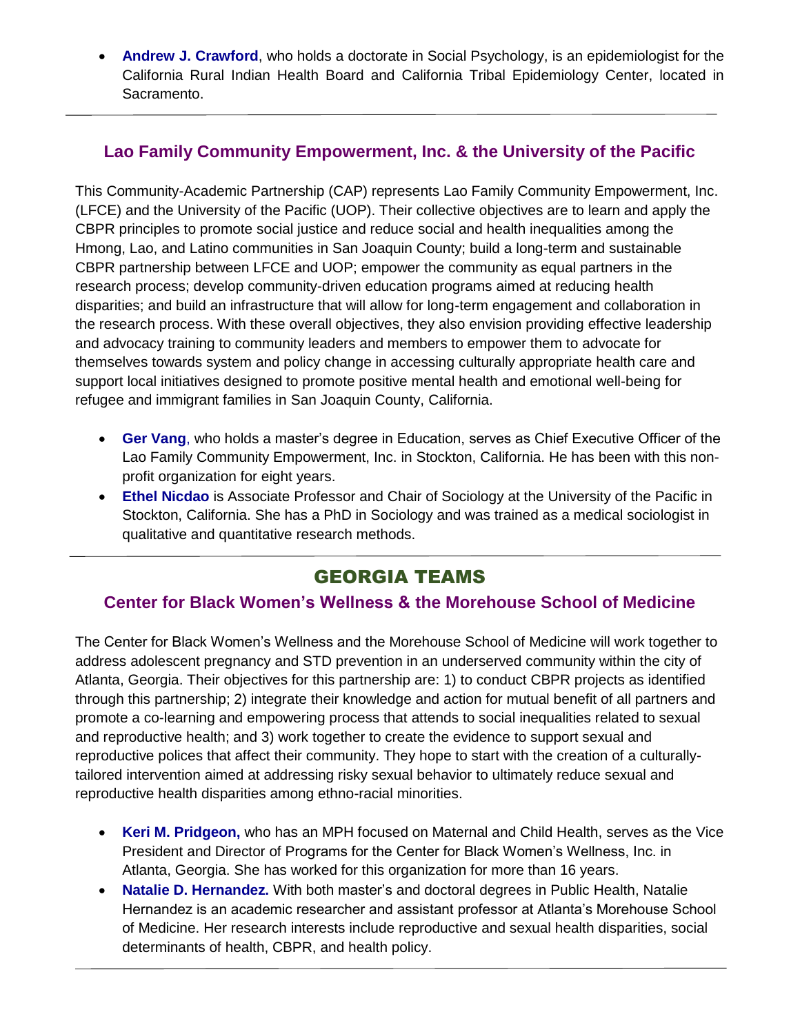- **Andrew J. Crawford**, who holds a doctorate in Social Psychology, is an epidemiologist for the California Rural Indian Health Board and California Tribal Epidemiology Center, located in Sacramento.

---

### Lao Family Community Empowerment, Inc. & the University of the Pacific

This Community-Academic Partnership (CAP) represents Lao Family Community Empowerment, Inc. (LFCE) and the University of the Pacific (UOP). Their collective objectives are to learn and apply the CBPR principles to promote social justice and reduce social and health inequalities among the Hmong, Lao, and Latino communities in San Joaquin County; build a long-term and sustainable CBPR partnership between LFCE and UOP; empower the community as equal partners in the research process; develop community-driven education programs aimed at reducing health disparities; and build an infrastructure that will allow for long-term engagement and collaboration in the research process. With these overall objectives, they also envision providing effective leadership and advocacy training to community leaders and members to empower them to advocate for themselves towards system and policy change in accessing culturally appropriate health care and support local initiatives designed to promote positive mental health and emotional well-being for refugee and immigrant families in San Joaquin County, California.

- **Ger Vang**, who holds a master's degree in Education, serves as Chief Executive Officer of the Lao Family Community Empowerment, Inc. in Stockton, California. He has been with this non-profit organization for eight years.
- **Ethel Nicdao** is Associate Professor and Chair of Sociology at the University of the Pacific in Stockton, California. She has a PhD in Sociology and was trained as a medical sociologist in qualitative and quantitative research methods.

---

## GEORGIA TEAMS

### Center for Black Women's Wellness & the Morehouse School of Medicine

The Center for Black Women's Wellness and the Morehouse School of Medicine will work together to address adolescent pregnancy and STD prevention in an underserved community within the city of Atlanta, Georgia. Their objectives for this partnership are: 1) to conduct CBPR projects as identified through this partnership; 2) integrate their knowledge and action for mutual benefit of all partners and promote a co-learning and empowering process that attends to social inequalities related to sexual and reproductive health; and 3) work together to create the evidence to support sexual and reproductive polices that affect their community. They hope to start with the creation of a culturally-tailored intervention aimed at addressing risky sexual behavior to ultimately reduce sexual and reproductive health disparities among ethno-racial minorities.

- **Keri M. Pridgeon,** who has an MPH focused on Maternal and Child Health, serves as the Vice President and Director of Programs for the Center for Black Women's Wellness, Inc. in Atlanta, Georgia. She has worked for this organization for more than 16 years.
- **Natalie D. Hernandez.** With both master's and doctoral degrees in Public Health, Natalie Hernandez is an academic researcher and assistant professor at Atlanta's Morehouse School of Medicine. Her research interests include reproductive and sexual health disparities, social determinants of health, CBPR, and health policy.

---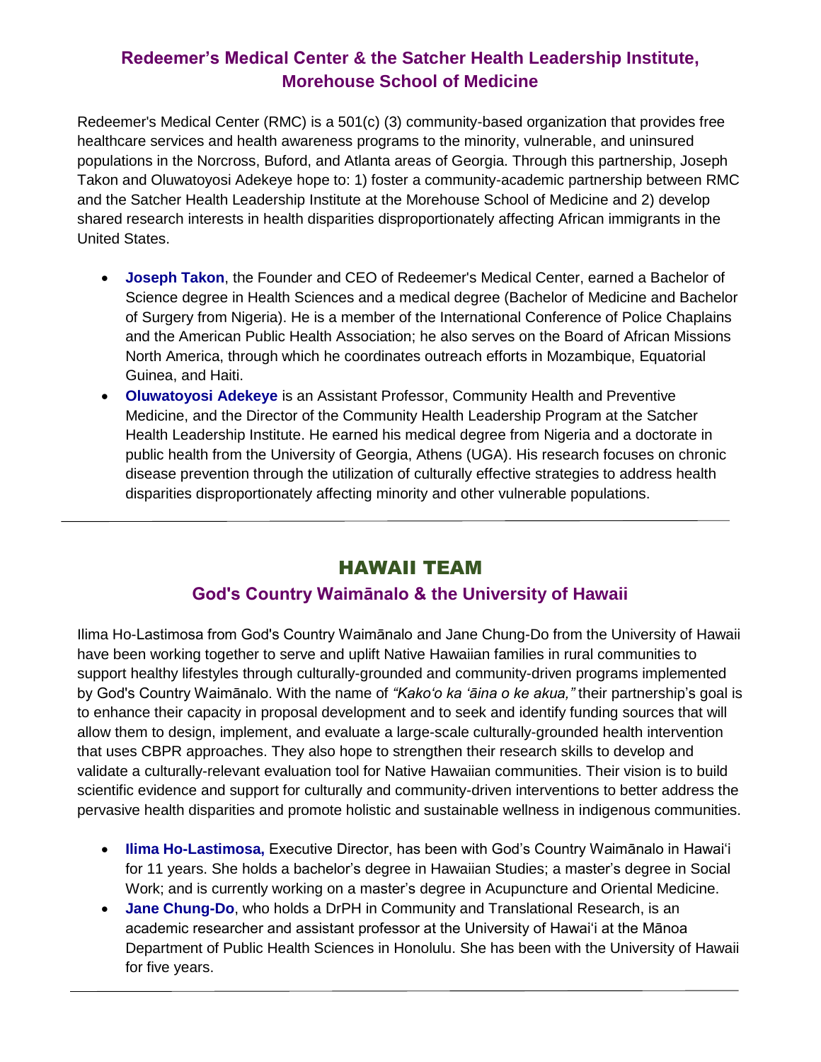### Redeemer's Medical Center & the Satcher Health Leadership Institute, Morehouse School of Medicine

Redeemer's Medical Center (RMC) is a 501(c) (3) community-based organization that provides free healthcare services and health awareness programs to the minority, vulnerable, and uninsured populations in the Norcross, Buford, and Atlanta areas of Georgia. Through this partnership, Joseph Takon and Oluwatoyosi Adekeye hope to: 1) foster a community-academic partnership between RMC and the Satcher Health Leadership Institute at the Morehouse School of Medicine and 2) develop shared research interests in health disparities disproportionately affecting African immigrants in the United States.

- **Joseph Takon**, the Founder and CEO of Redeemer's Medical Center, earned a Bachelor of Science degree in Health Sciences and a medical degree (Bachelor of Medicine and Bachelor of Surgery from Nigeria). He is a member of the International Conference of Police Chaplains and the American Public Health Association; he also serves on the Board of African Missions North America, through which he coordinates outreach efforts in Mozambique, Equatorial Guinea, and Haiti.
- **Oluwatoyosi Adekeye** is an Assistant Professor, Community Health and Preventive Medicine, and the Director of the Community Health Leadership Program at the Satcher Health Leadership Institute. He earned his medical degree from Nigeria and a doctorate in public health from the University of Georgia, Athens (UGA). His research focuses on chronic disease prevention through the utilization of culturally effective strategies to address health disparities disproportionately affecting minority and other vulnerable populations.

---

## HAWAII TEAM

### God's Country Waimānalo & the University of Hawaii

Ilima Ho-Lastimosa from God's Country Waimānalo and Jane Chung-Do from the University of Hawaii have been working together to serve and uplift Native Hawaiian families in rural communities to support healthy lifestyles through culturally-grounded and community-driven programs implemented by God's Country Waimānalo. With the name of *"Kakoʻo ka ʻāina o ke akua,"* their partnership's goal is to enhance their capacity in proposal development and to seek and identify funding sources that will allow them to design, implement, and evaluate a large-scale culturally-grounded health intervention that uses CBPR approaches. They also hope to strengthen their research skills to develop and validate a culturally-relevant evaluation tool for Native Hawaiian communities. Their vision is to build scientific evidence and support for culturally and community-driven interventions to better address the pervasive health disparities and promote holistic and sustainable wellness in indigenous communities.

- **Ilima Ho-Lastimosa,** Executive Director, has been with God's Country Waimānalo in Hawaiʻi for 11 years. She holds a bachelor's degree in Hawaiian Studies; a master's degree in Social Work; and is currently working on a master's degree in Acupuncture and Oriental Medicine.
- **Jane Chung-Do**, who holds a DrPH in Community and Translational Research, is an academic researcher and assistant professor at the University of Hawaiʻi at the Mānoa Department of Public Health Sciences in Honolulu. She has been with the University of Hawaii for five years.

---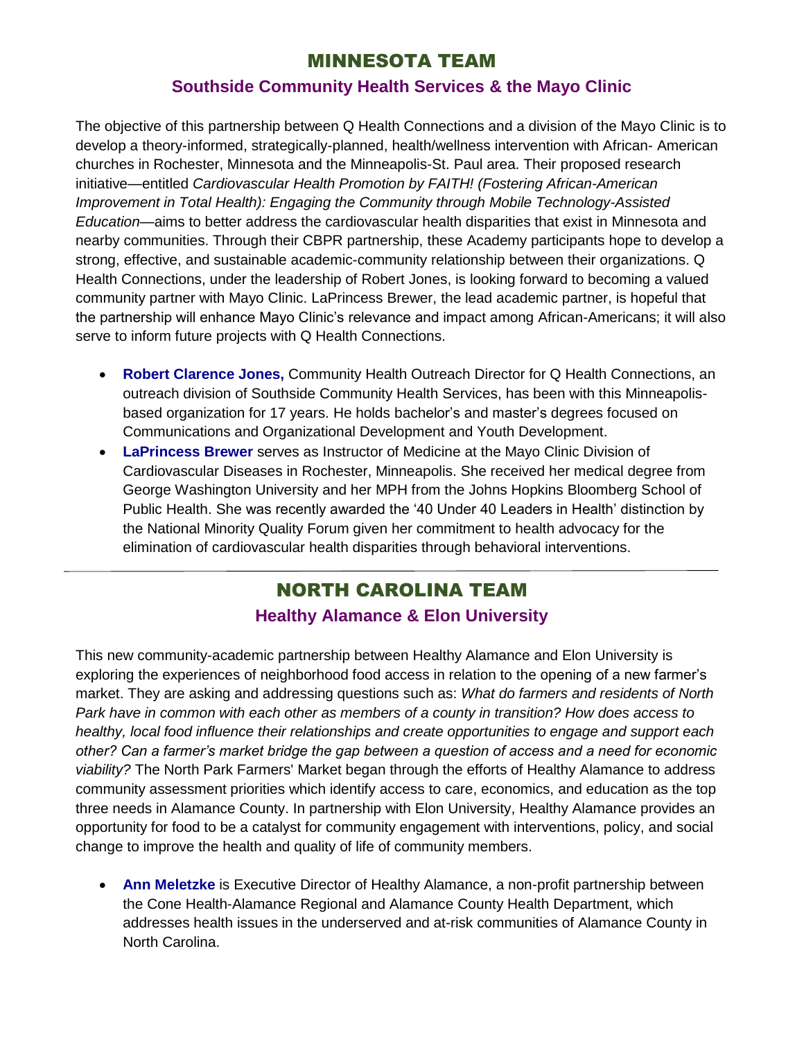## MINNESOTA TEAM

### Southside Community Health Services & the Mayo Clinic

The objective of this partnership between Q Health Connections and a division of the Mayo Clinic is to develop a theory-informed, strategically-planned, health/wellness intervention with African- American churches in Rochester, Minnesota and the Minneapolis-St. Paul area. Their proposed research initiative—entitled *Cardiovascular Health Promotion by FAITH! (Fostering African-American Improvement in Total Health): Engaging the Community through Mobile Technology-Assisted Education*—aims to better address the cardiovascular health disparities that exist in Minnesota and nearby communities. Through their CBPR partnership, these Academy participants hope to develop a strong, effective, and sustainable academic-community relationship between their organizations. Q Health Connections, under the leadership of Robert Jones, is looking forward to becoming a valued community partner with Mayo Clinic. LaPrincess Brewer, the lead academic partner, is hopeful that the partnership will enhance Mayo Clinic's relevance and impact among African-Americans; it will also serve to inform future projects with Q Health Connections.

- **Robert Clarence Jones,** Community Health Outreach Director for Q Health Connections, an outreach division of Southside Community Health Services, has been with this Minneapolis-based organization for 17 years. He holds bachelor's and master's degrees focused on Communications and Organizational Development and Youth Development.
- **LaPrincess Brewer** serves as Instructor of Medicine at the Mayo Clinic Division of Cardiovascular Diseases in Rochester, Minneapolis. She received her medical degree from George Washington University and her MPH from the Johns Hopkins Bloomberg School of Public Health. She was recently awarded the '40 Under 40 Leaders in Health' distinction by the National Minority Quality Forum given her commitment to health advocacy for the elimination of cardiovascular health disparities through behavioral interventions.

---

## NORTH CAROLINA TEAM

### Healthy Alamance & Elon University

This new community-academic partnership between Healthy Alamance and Elon University is exploring the experiences of neighborhood food access in relation to the opening of a new farmer's market. They are asking and addressing questions such as: *What do farmers and residents of North Park have in common with each other as members of a county in transition? How does access to healthy, local food influence their relationships and create opportunities to engage and support each other? Can a farmer's market bridge the gap between a question of access and a need for economic viability?* The North Park Farmers' Market began through the efforts of Healthy Alamance to address community assessment priorities which identify access to care, economics, and education as the top three needs in Alamance County. In partnership with Elon University, Healthy Alamance provides an opportunity for food to be a catalyst for community engagement with interventions, policy, and social change to improve the health and quality of life of community members.

- **Ann Meletzke** is Executive Director of Healthy Alamance, a non-profit partnership between the Cone Health-Alamance Regional and Alamance County Health Department, which addresses health issues in the underserved and at-risk communities of Alamance County in North Carolina.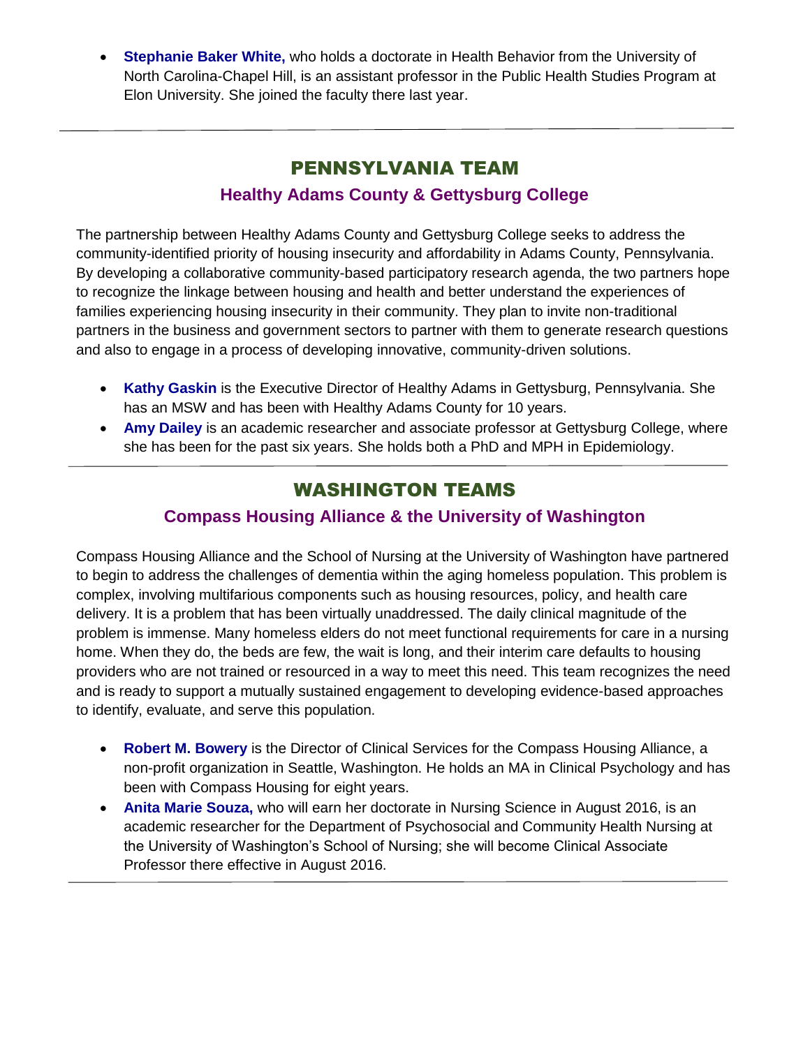- **Stephanie Baker White,** who holds a doctorate in Health Behavior from the University of North Carolina-Chapel Hill, is an assistant professor in the Public Health Studies Program at Elon University. She joined the faculty there last year.

---

## PENNSYLVANIA TEAM

### Healthy Adams County & Gettysburg College

The partnership between Healthy Adams County and Gettysburg College seeks to address the community-identified priority of housing insecurity and affordability in Adams County, Pennsylvania. By developing a collaborative community-based participatory research agenda, the two partners hope to recognize the linkage between housing and health and better understand the experiences of families experiencing housing insecurity in their community. They plan to invite non-traditional partners in the business and government sectors to partner with them to generate research questions and also to engage in a process of developing innovative, community-driven solutions.

- **Kathy Gaskin** is the Executive Director of Healthy Adams in Gettysburg, Pennsylvania. She has an MSW and has been with Healthy Adams County for 10 years.
- **Amy Dailey** is an academic researcher and associate professor at Gettysburg College, where she has been for the past six years. She holds both a PhD and MPH in Epidemiology.

---

## WASHINGTON TEAMS

### Compass Housing Alliance & the University of Washington

Compass Housing Alliance and the School of Nursing at the University of Washington have partnered to begin to address the challenges of dementia within the aging homeless population. This problem is complex, involving multifarious components such as housing resources, policy, and health care delivery. It is a problem that has been virtually unaddressed. The daily clinical magnitude of the problem is immense. Many homeless elders do not meet functional requirements for care in a nursing home. When they do, the beds are few, the wait is long, and their interim care defaults to housing providers who are not trained or resourced in a way to meet this need. This team recognizes the need and is ready to support a mutually sustained engagement to developing evidence-based approaches to identify, evaluate, and serve this population.

- **Robert M. Bowery** is the Director of Clinical Services for the Compass Housing Alliance, a non-profit organization in Seattle, Washington. He holds an MA in Clinical Psychology and has been with Compass Housing for eight years.
- **Anita Marie Souza,** who will earn her doctorate in Nursing Science in August 2016, is an academic researcher for the Department of Psychosocial and Community Health Nursing at the University of Washington's School of Nursing; she will become Clinical Associate Professor there effective in August 2016.

---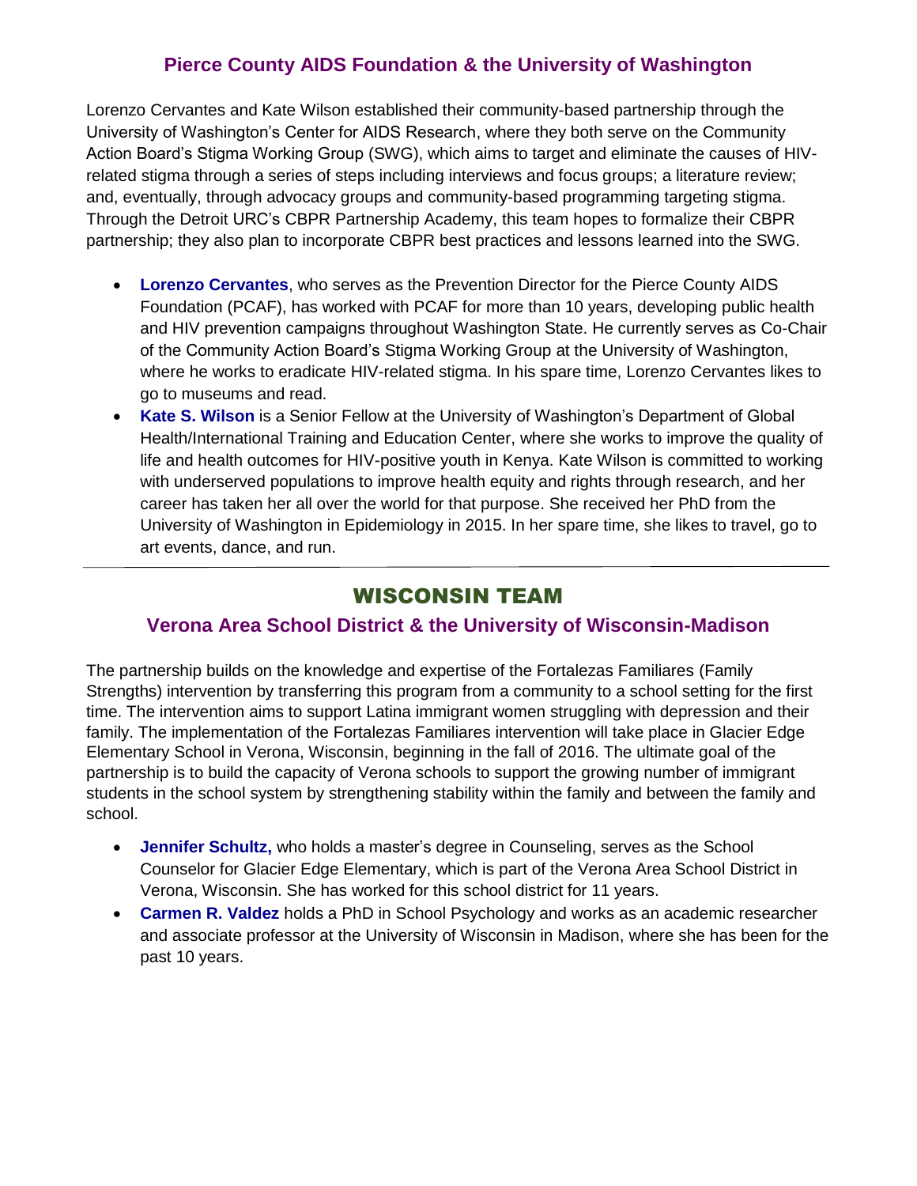### Pierce County AIDS Foundation & the University of Washington

Lorenzo Cervantes and Kate Wilson established their community-based partnership through the University of Washington's Center for AIDS Research, where they both serve on the Community Action Board's Stigma Working Group (SWG), which aims to target and eliminate the causes of HIV-related stigma through a series of steps including interviews and focus groups; a literature review; and, eventually, through advocacy groups and community-based programming targeting stigma. Through the Detroit URC's CBPR Partnership Academy, this team hopes to formalize their CBPR partnership; they also plan to incorporate CBPR best practices and lessons learned into the SWG.

- **Lorenzo Cervantes**, who serves as the Prevention Director for the Pierce County AIDS Foundation (PCAF), has worked with PCAF for more than 10 years, developing public health and HIV prevention campaigns throughout Washington State. He currently serves as Co-Chair of the Community Action Board's Stigma Working Group at the University of Washington, where he works to eradicate HIV-related stigma. In his spare time, Lorenzo Cervantes likes to go to museums and read.
- **Kate S. Wilson** is a Senior Fellow at the University of Washington's Department of Global Health/International Training and Education Center, where she works to improve the quality of life and health outcomes for HIV-positive youth in Kenya. Kate Wilson is committed to working with underserved populations to improve health equity and rights through research, and her career has taken her all over the world for that purpose. She received her PhD from the University of Washington in Epidemiology in 2015. In her spare time, she likes to travel, go to art events, dance, and run.

---

## WISCONSIN TEAM

### Verona Area School District & the University of Wisconsin-Madison

The partnership builds on the knowledge and expertise of the Fortalezas Familiares (Family Strengths) intervention by transferring this program from a community to a school setting for the first time. The intervention aims to support Latina immigrant women struggling with depression and their family. The implementation of the Fortalezas Familiares intervention will take place in Glacier Edge Elementary School in Verona, Wisconsin, beginning in the fall of 2016. The ultimate goal of the partnership is to build the capacity of Verona schools to support the growing number of immigrant students in the school system by strengthening stability within the family and between the family and school.

- **Jennifer Schultz,** who holds a master's degree in Counseling, serves as the School Counselor for Glacier Edge Elementary, which is part of the Verona Area School District in Verona, Wisconsin. She has worked for this school district for 11 years.
- **Carmen R. Valdez** holds a PhD in School Psychology and works as an academic researcher and associate professor at the University of Wisconsin in Madison, where she has been for the past 10 years.